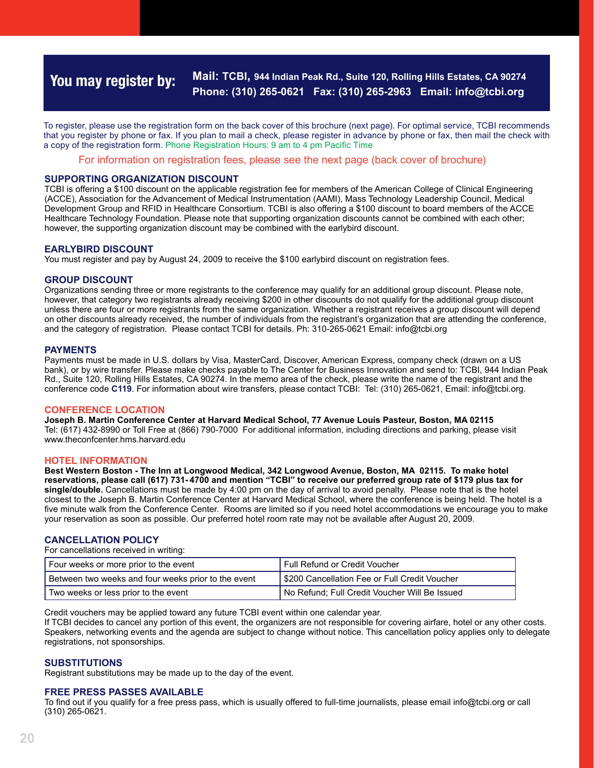## You may register by:

**Mail: TCBI, 944 Indian Peak Rd., Suite 120, Rolling Hills Estates, CA 90274**
**Phone: (310) 265-0621 Fax: (310) 265-2963 Email: info@tcbi.org**

To register, please use the registration form on the back cover of this brochure (next page). For optimal service, TCBI recommends that you register by phone or fax. If you plan to mail a check, please register in advance by phone or fax, then mail the check with a copy of the registration form. Phone Registration Hours: 9 am to 4 pm Pacific Time

For information on registration fees, please see the next page (back cover of brochure)

### SUPPORTING ORGANIZATION DISCOUNT

TCBI is offering a $100 discount on the applicable registration fee for members of the American College of Clinical Engineering (ACCE), Association for the Advancement of Medical Instrumentation (AAMI), Mass Technology Leadership Council, Medical Development Group and RFID in Healthcare Consortium. TCBI is also offering a $100 discount to board members of the ACCE Healthcare Technology Foundation. Please note that supporting organization discounts cannot be combined with each other; however, the supporting organization discount may be combined with the earlybird discount.

### EARLYBIRD DISCOUNT

You must register and pay by August 24, 2009 to receive the $100 earlybird discount on registration fees.

### GROUP DISCOUNT

Organizations sending three or more registrants to the conference may qualify for an additional group discount. Please note, however, that category two registrants already receiving $200 in other discounts do not qualify for the additional group discount unless there are four or more registrants from the same organization. Whether a registrant receives a group discount will depend on other discounts already received, the number of individuals from the registrant's organization that are attending the conference, and the category of registration. Please contact TCBI for details. Ph: 310-265-0621 Email: info@tcbi.org

### PAYMENTS

Payments must be made in U.S. dollars by Visa, MasterCard, Discover, American Express, company check (drawn on a US bank), or by wire transfer. Please make checks payable to The Center for Business Innovation and send to: TCBI, 944 Indian Peak Rd., Suite 120, Rolling Hills Estates, CA 90274. In the memo area of the check, please write the name of the registrant and the conference code **C119**. For information about wire transfers, please contact TCBI: Tel: (310) 265-0621, Email: info@tcbi.org.

### CONFERENCE LOCATION

**Joseph B. Martin Conference Center at Harvard Medical School, 77 Avenue Louis Pasteur, Boston, MA 02115**
Tel: (617) 432-8990 or Toll Free at (866) 790-7000 For additional information, including directions and parking, please visit www.theconfcenter.hms.harvard.edu

### HOTEL INFORMATION

**Best Western Boston - The Inn at Longwood Medical, 342 Longwood Avenue, Boston, MA 02115. To make hotel reservations, please call (617) 731-4700 and mention "TCBI" to receive our preferred group rate of $179 plus tax for single/double.** Cancellations must be made by 4:00 pm on the day of arrival to avoid penalty. Please note that is the hotel closest to the Joseph B. Martin Conference Center at Harvard Medical School, where the conference is being held. The hotel is a five minute walk from the Conference Center. Rooms are limited so if you need hotel accommodations we encourage you to make your reservation as soon as possible. Our preferred hotel room rate may not be available after August 20, 2009.

### CANCELLATION POLICY

For cancellations received in writing:

| | |
|---|---|
| Four weeks or more prior to the event | Full Refund or Credit Voucher |
| Between two weeks and four weeks prior to the event | $200 Cancellation Fee or Full Credit Voucher |
| Two weeks or less prior to the event | No Refund; Full Credit Voucher Will Be Issued |

Credit vouchers may be applied toward any future TCBI event within one calendar year.
If TCBI decides to cancel any portion of this event, the organizers are not responsible for covering airfare, hotel or any other costs. Speakers, networking events and the agenda are subject to change without notice. This cancellation policy applies only to delegate registrations, not sponsorships.

### SUBSTITUTIONS

Registrant substitutions may be made up to the day of the event.

### FREE PRESS PASSES AVAILABLE

To find out if you qualify for a free press pass, which is usually offered to full-time journalists, please email info@tcbi.org or call (310) 265-0621.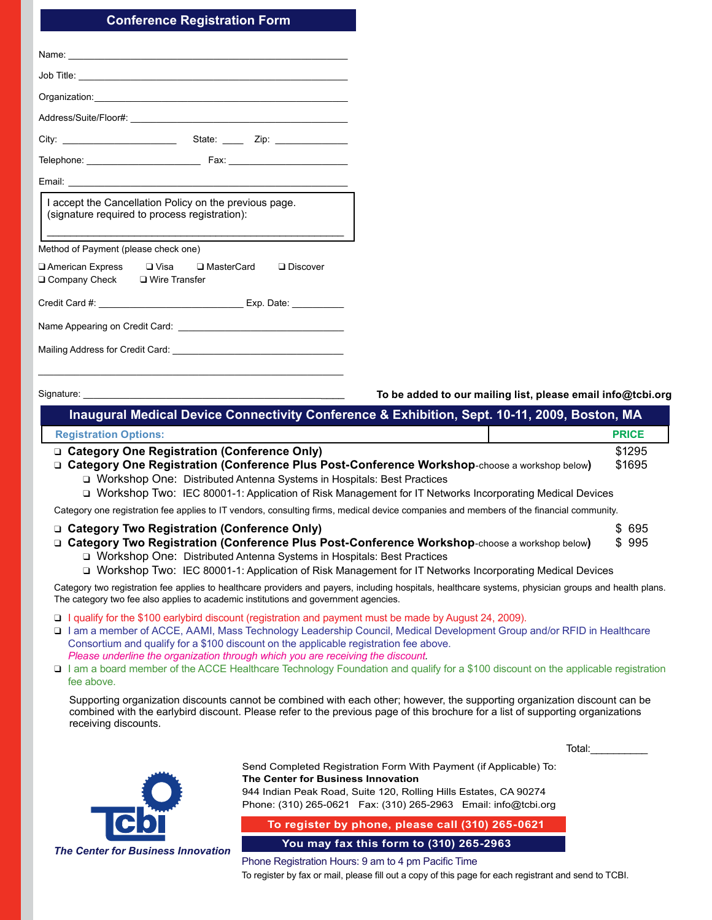## Conference Registration Form

Name: ________________________________________________

Job Title: ________________________________________________

Organization: ________________________________________________

Address/Suite/Floor#: ________________________________________________

City: ____________________ State: ____ Zip: ____________

Telephone: ____________________ Fax: ____________________

Email: ________________________________________________

I accept the Cancellation Policy on the previous page.
(signature required to process registration):

________________________________________________

Method of Payment (please check one)

❑ American Express ❑ Visa ❑ MasterCard ❑ Discover
❑ Company Check ❑ Wire Transfer

Credit Card #: ________________________ Exp. Date: __________

Name Appearing on Credit Card: ________________________

Mailing Address for Credit Card: ________________________

________________________________________________

Signature: ________________________________________________

**To be added to our mailing list, please email info@tcbi.org**

## Inaugural Medical Device Connectivity Conference & Exhibition, Sept. 10-11, 2009, Boston, MA

| Registration Options: | PRICE |
| --- | --- |
| ❑ **Category One Registration (Conference Only)** | $1295 |
| ❑ **Category One Registration (Conference Plus Post-Conference Workshop**-choose a workshop below**)** | $1695 |

- ❑ Workshop One: Distributed Antenna Systems in Hospitals: Best Practices
- ❑ Workshop Two: IEC 80001-1: Application of Risk Management for IT Networks Incorporating Medical Devices

Category one registration fee applies to IT vendors, consulting firms, medical device companies and members of the financial community.

| | |
| --- | --- |
| ❑ **Category Two Registration (Conference Only)** | $ 695 |
| ❑ **Category Two Registration (Conference Plus Post-Conference Workshop**-choose a workshop below**)** | $ 995 |

- ❑ Workshop One: Distributed Antenna Systems in Hospitals: Best Practices
- ❑ Workshop Two: IEC 80001-1: Application of Risk Management for IT Networks Incorporating Medical Devices

Category two registration fee applies to healthcare providers and payers, including hospitals, healthcare systems, physician groups and health plans. The category two fee also applies to academic institutions and government agencies.

❑ I qualify for the $100 earlybird discount (registration and payment must be made by August 24, 2009).

❑ I am a member of ACCE, AAMI, Mass Technology Leadership Council, Medical Development Group and/or RFID in Healthcare Consortium and qualify for a $100 discount on the applicable registration fee above.
*Please underline the organization through which you are receiving the discount.*

❑ I am a board member of the ACCE Healthcare Technology Foundation and qualify for a $100 discount on the applicable registration fee above.

Supporting organization discounts cannot be combined with each other; however, the supporting organization discount can be combined with the earlybird discount. Please refer to the previous page of this brochure for a list of supporting organizations receiving discounts.

Total:__________

*The Center for Business Innovation*

Send Completed Registration Form With Payment (if Applicable) To:
**The Center for Business Innovation**
944 Indian Peak Road, Suite 120, Rolling Hills Estates, CA 90274
Phone: (310) 265-0621 Fax: (310) 265-2963 Email: info@tcbi.org

**To register by phone, please call (310) 265-0621**

**You may fax this form to (310) 265-2963**

Phone Registration Hours: 9 am to 4 pm Pacific Time

To register by fax or mail, please fill out a copy of this page for each registrant and send to TCBI.